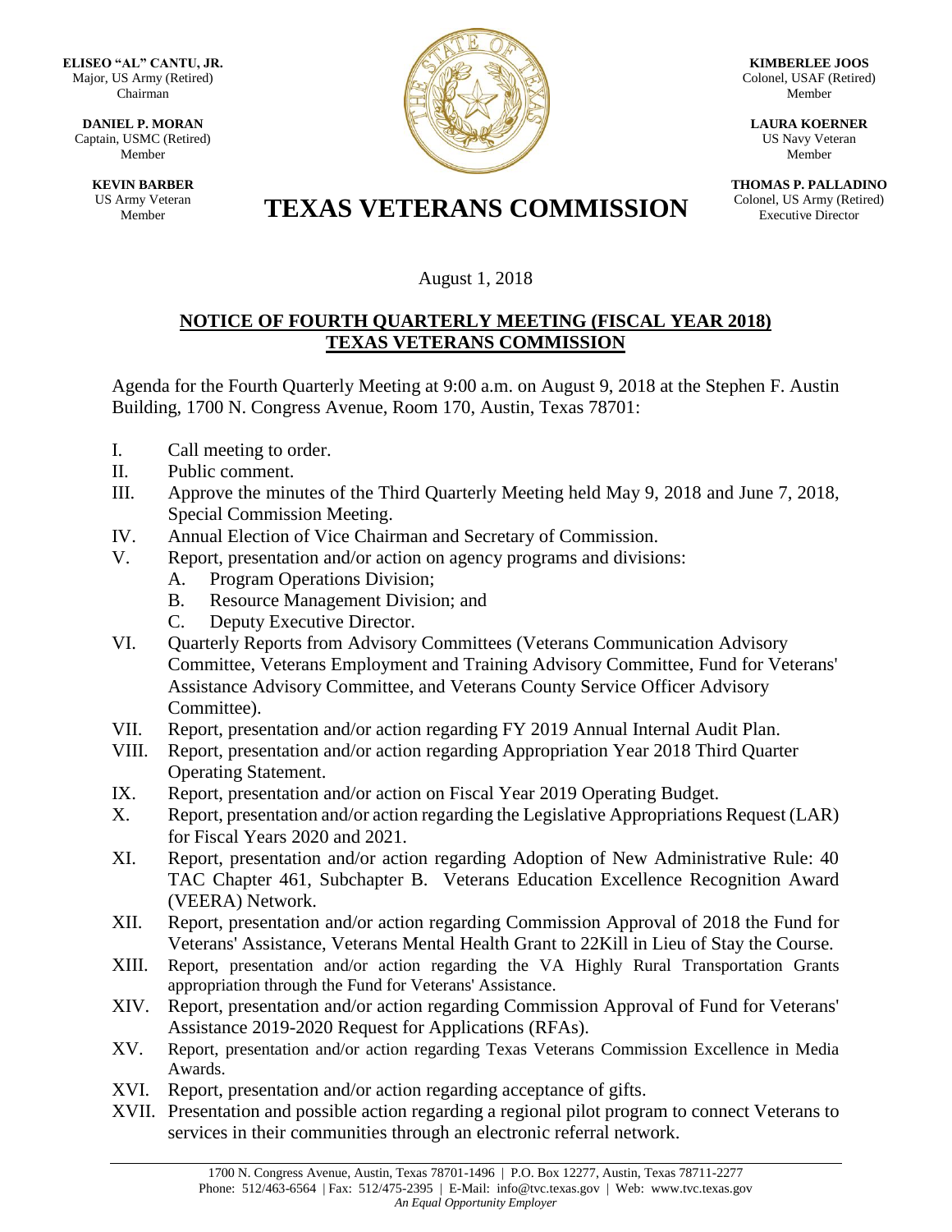**ELISEO "AL" CANTU, JR.**
Major, US Army (Retired)
Chairman

**DANIEL P. MORAN**
Captain, USMC (Retired)
Member

**KEVIN BARBER**
US Army Veteran
Member

**KIMBERLEE JOOS**
Colonel, USAF (Retired)
Member

**LAURA KOERNER**
US Navy Veteran
Member

**THOMAS P. PALLADINO**
Colonel, US Army (Retired)
Executive Director

# TEXAS VETERANS COMMISSION

August 1, 2018

## NOTICE OF FOURTH QUARTERLY MEETING (FISCAL YEAR 2018) TEXAS VETERANS COMMISSION

Agenda for the Fourth Quarterly Meeting at 9:00 a.m. on August 9, 2018 at the Stephen F. Austin Building, 1700 N. Congress Avenue, Room 170, Austin, Texas 78701:

I. Call meeting to order.
II. Public comment.
III. Approve the minutes of the Third Quarterly Meeting held May 9, 2018 and June 7, 2018, Special Commission Meeting.
IV. Annual Election of Vice Chairman and Secretary of Commission.
V. Report, presentation and/or action on agency programs and divisions:
  A. Program Operations Division;
  B. Resource Management Division; and
  C. Deputy Executive Director.
VI. Quarterly Reports from Advisory Committees (Veterans Communication Advisory Committee, Veterans Employment and Training Advisory Committee, Fund for Veterans' Assistance Advisory Committee, and Veterans County Service Officer Advisory Committee).
VII. Report, presentation and/or action regarding FY 2019 Annual Internal Audit Plan.
VIII. Report, presentation and/or action regarding Appropriation Year 2018 Third Quarter Operating Statement.
IX. Report, presentation and/or action on Fiscal Year 2019 Operating Budget.
X. Report, presentation and/or action regarding the Legislative Appropriations Request (LAR) for Fiscal Years 2020 and 2021.
XI. Report, presentation and/or action regarding Adoption of New Administrative Rule: 40 TAC Chapter 461, Subchapter B. Veterans Education Excellence Recognition Award (VEERA) Network.
XII. Report, presentation and/or action regarding Commission Approval of 2018 the Fund for Veterans' Assistance, Veterans Mental Health Grant to 22Kill in Lieu of Stay the Course.
XIII. Report, presentation and/or action regarding the VA Highly Rural Transportation Grants appropriation through the Fund for Veterans' Assistance.
XIV. Report, presentation and/or action regarding Commission Approval of Fund for Veterans' Assistance 2019-2020 Request for Applications (RFAs).
XV. Report, presentation and/or action regarding Texas Veterans Commission Excellence in Media Awards.
XVI. Report, presentation and/or action regarding acceptance of gifts.
XVII. Presentation and possible action regarding a regional pilot program to connect Veterans to services in their communities through an electronic referral network.

1700 N. Congress Avenue, Austin, Texas 78701-1496 | P.O. Box 12277, Austin, Texas 78711-2277
Phone: 512/463-6564 | Fax: 512/475-2395 | E-Mail: info@tvc.texas.gov | Web: www.tvc.texas.gov
*An Equal Opportunity Employer*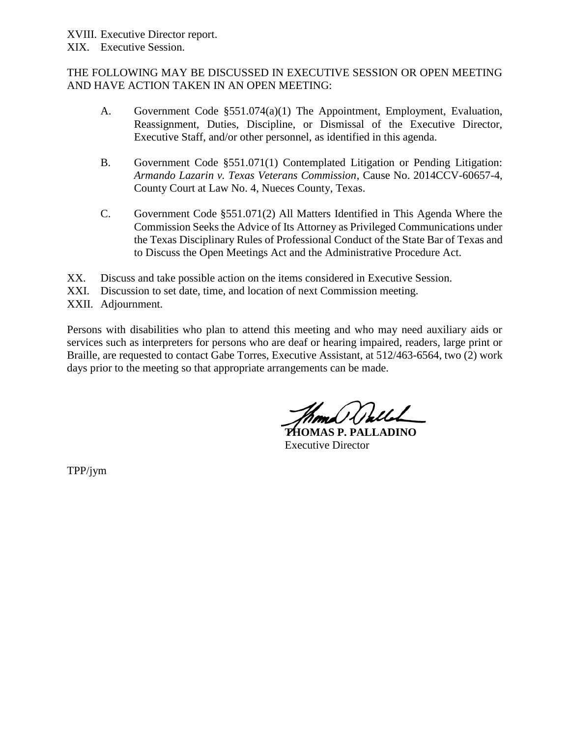XVIII. Executive Director report.

XIX. Executive Session.

THE FOLLOWING MAY BE DISCUSSED IN EXECUTIVE SESSION OR OPEN MEETING AND HAVE ACTION TAKEN IN AN OPEN MEETING:

A. Government Code §551.074(a)(1) The Appointment, Employment, Evaluation, Reassignment, Duties, Discipline, or Dismissal of the Executive Director, Executive Staff, and/or other personnel, as identified in this agenda.

B. Government Code §551.071(1) Contemplated Litigation or Pending Litigation: *Armando Lazarin v. Texas Veterans Commission*, Cause No. 2014CCV-60657-4, County Court at Law No. 4, Nueces County, Texas.

C. Government Code §551.071(2) All Matters Identified in This Agenda Where the Commission Seeks the Advice of Its Attorney as Privileged Communications under the Texas Disciplinary Rules of Professional Conduct of the State Bar of Texas and to Discuss the Open Meetings Act and the Administrative Procedure Act.

XX. Discuss and take possible action on the items considered in Executive Session.

XXI. Discussion to set date, time, and location of next Commission meeting.

XXII. Adjournment.

Persons with disabilities who plan to attend this meeting and who may need auxiliary aids or services such as interpreters for persons who are deaf or hearing impaired, readers, large print or Braille, are requested to contact Gabe Torres, Executive Assistant, at 512/463-6564, two (2) work days prior to the meeting so that appropriate arrangements can be made.

**THOMAS P. PALLADINO**
Executive Director

TPP/jym